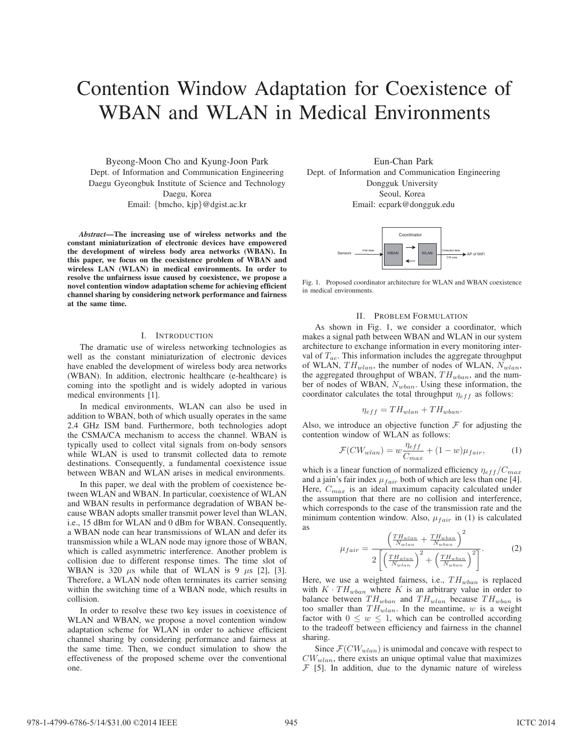# Contention Window Adaptation for Coexistence of WBAN and WLAN in Medical Environments

Byeong-Moon Cho and Kyung-Joon Park
Dept. of Information and Communication Engineering
Daegu Gyeongbuk Institute of Science and Technology
Daegu, Korea
Email: {bmcho, kjp}@dgist.ac.kr

Eun-Chan Park
Dept. of Information and Communication Engineering
Dongguk University
Seoul, Korea
Email: ecpark@dongguk.edu

***Abstract*—The increasing use of wireless networks and the constant miniaturization of electronic devices have empowered the development of wireless body area networks (WBAN). In this paper, we focus on the coexistence problem of WBAN and wireless LAN (WLAN) in medical environments. In order to resolve the unfairness issue caused by coexistence, we propose a novel contention window adaptation scheme for achieving efficient channel sharing by considering network performance and fairness at the same time.**

## I. Introduction

The dramatic use of wireless networking technologies as well as the constant miniaturization of electronic devices have enabled the development of wireless body area networks (WBAN). In addition, electronic healthcare (e-healthcare) is coming into the spotlight and is widely adopted in various medical environments [1].

In medical environments, WLAN can also be used in addition to WBAN, both of which usually operates in the same 2.4 GHz ISM band. Furthermore, both technologies adopt the CSMA/CA mechanism to access the channel. WBAN is typically used to collect vital signals from on-body sensors while WLAN is used to transmit collected data to remote destinations. Consequently, a fundamental coexistence issue between WBAN and WLAN arises in medical environments.

In this paper, we deal with the problem of coexistence between WLAN and WBAN. In particular, coexistence of WLAN and WBAN results in performance degradation of WBAN because WBAN adopts smaller transmit power level than WLAN, i.e., 15 dBm for WLAN and 0 dBm for WBAN. Consequently, a WBAN node can hear transmissions of WLAN and defer its transmission while a WLAN node may ignore those of WBAN, which is called asymmetric interference. Another problem is collision due to different response times. The time slot of WBAN is 320 $\mu$s while that of WLAN is 9 $\mu$s [2], [3]. Therefore, a WLAN node often terminates its carrier sensing within the switching time of a WBAN node, which results in collision.

In order to resolve these two key issues in coexistence of WLAN and WBAN, we propose a novel contention window adaptation scheme for WLAN in order to achieve efficient channel sharing by considering performance and fairness at the same time. Then, we conduct simulation to show the effectiveness of the proposed scheme over the conventional one.

Fig. 1. Proposed coordinator architecture for WLAN and WBAN coexistence in medical environments.

## II. Problem Formulation

As shown in Fig. 1, we consider a coordinator, which makes a signal path between WBAN and WLAN in our system architecture to exchange information in every monitoring interval of $T_{ae}$. This information includes the aggregate throughput of WLAN, $TH_{wlan}$, the number of nodes of WLAN, $N_{wlan}$, the aggregated throughput of WBAN, $TH_{wban}$, and the number of nodes of WBAN, $N_{wban}$. Using these information, the coordinator calculates the total throughput $\eta_{eff}$ as follows:

$$\eta_{eff} = TH_{wlan} + TH_{wban}.$$

Also, we introduce an objective function $\mathcal{F}$ for adjusting the contention window of WLAN as follows:

$$\mathcal{F}(CW_{wlan}) = w\frac{\eta_{eff}}{C_{max}} + (1-w)\mu_{fair}, \tag{1}$$

which is a linear function of normalized efficiency $\eta_{eff}/C_{max}$ and a jain's fair index $\mu_{fair}$ both of which are less than one [4]. Here, $C_{max}$ is an ideal maximum capacity calculated under the assumption that there are no collision and interference, which corresponds to the case of the transmission rate and the minimum contention window. Also, $\mu_{fair}$ in (1) is calculated as

$$\mu_{fair} = \frac{\left(\frac{TH_{wlan}}{N_{wlan}} + \frac{TH_{wban}}{N_{wban}}\right)^2}{2\left[\left(\frac{TH_{wlan}}{N_{wlan}}\right)^2 + \left(\frac{TH_{wban}}{N_{wban}}\right)^2\right]}. \tag{2}$$

Here, we use a weighted fairness, i.e., $TH_{wban}$ is replaced with $K \cdot TH_{wban}$ where $K$ is an arbitrary value in order to balance between $TH_{wban}$ and $TH_{wlan}$ because $TH_{wban}$ is too smaller than $TH_{wlan}$. In the meantime, $w$ is a weight factor with $0 \leq w \leq 1$, which can be controlled according to the tradeoff between efficiency and fairness in the channel sharing.

Since $\mathcal{F}(CW_{wlan})$ is unimodal and concave with respect to $CW_{wlan}$, there exists an unique optimal value that maximizes $\mathcal{F}$ [5]. In addition, due to the dynamic nature of wireless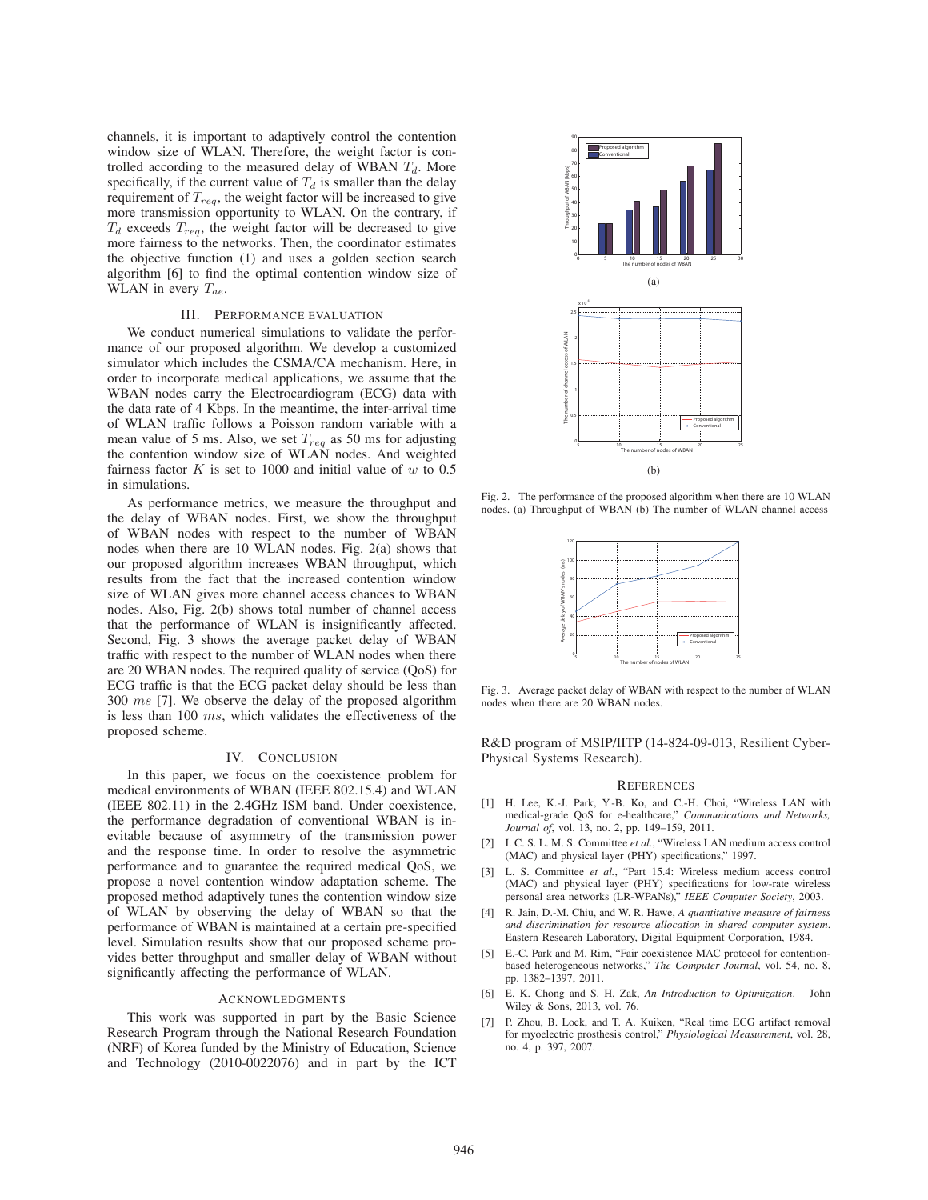channels, it is important to adaptively control the contention window size of WLAN. Therefore, the weight factor is controlled according to the measured delay of WBAN $T_d$. More specifically, if the current value of $T_d$ is smaller than the delay requirement of $T_{req}$, the weight factor will be increased to give more transmission opportunity to WLAN. On the contrary, if $T_d$ exceeds $T_{req}$, the weight factor will be decreased to give more fairness to the networks. Then, the coordinator estimates the objective function (1) and uses a golden section search algorithm [6] to find the optimal contention window size of WLAN in every $T_{ae}$.

## III. Performance Evaluation

We conduct numerical simulations to validate the performance of our proposed algorithm. We develop a customized simulator which includes the CSMA/CA mechanism. Here, in order to incorporate medical applications, we assume that the WBAN nodes carry the Electrocardiogram (ECG) data with the data rate of 4 Kbps. In the meantime, the inter-arrival time of WLAN traffic follows a Poisson random variable with a mean value of 5 ms. Also, we set $T_{req}$ as 50 ms for adjusting the contention window size of WLAN nodes. And weighted fairness factor $K$ is set to 1000 and initial value of $w$ to 0.5 in simulations.

As performance metrics, we measure the throughput and the delay of WBAN nodes. First, we show the throughput of WBAN nodes with respect to the number of WBAN nodes when there are 10 WLAN nodes. Fig. 2(a) shows that our proposed algorithm increases WBAN throughput, which results from the fact that the increased contention window size of WLAN gives more channel access chances to WBAN nodes. Also, Fig. 2(b) shows total number of channel access that the performance of WLAN is insignificantly affected. Second, Fig. 3 shows the average packet delay of WBAN traffic with respect to the number of WLAN nodes when there are 20 WBAN nodes. The required quality of service (QoS) for ECG traffic is that the ECG packet delay should be less than 300 $ms$ [7]. We observe the delay of the proposed algorithm is less than 100 $ms$, which validates the effectiveness of the proposed scheme.

Proposed algorithm
Conventional
Throughput of WBAN [kbps]
The number of nodes of WBAN
0 5 10 15 20 25 30
0 10 20 30 40 50 60 70 80 90

(a)

×10⁴
The number of channel access of WLAN
The number of nodes of WBAN
5 10 15 20 25
0 0.5 1 1.5 2 2.5
Proposed algorithm
Conventional

(b)

Fig. 2. The performance of the proposed algorithm when there are 10 WLAN nodes. (a) Throughput of WBAN (b) The number of WLAN channel access

Average delay of WBAN's nodes (ms)
The number of nodes of WLAN
5 10 15 20 25
0 20 40 60 80 100 120
Proposed algorithm
Conventional

Fig. 3. Average packet delay of WBAN with respect to the number of WLAN nodes when there are 20 WBAN nodes.

## IV. Conclusion

In this paper, we focus on the coexistence problem for medical environments of WBAN (IEEE 802.15.4) and WLAN (IEEE 802.11) in the 2.4GHz ISM band. Under coexistence, the performance degradation of conventional WBAN is inevitable because of asymmetry of the transmission power and the response time. In order to resolve the asymmetric performance and to guarantee the required medical QoS, we propose a novel contention window adaptation scheme. The proposed method adaptively tunes the contention window size of WLAN by observing the delay of WBAN so that the performance of WBAN is maintained at a certain pre-specified level. Simulation results show that our proposed scheme provides better throughput and smaller delay of WBAN without significantly affecting the performance of WLAN.

## Acknowledgments

This work was supported in part by the Basic Science Research Program through the National Research Foundation (NRF) of Korea funded by the Ministry of Education, Science and Technology (2010-0022076) and in part by the ICT R&D program of MSIP/IITP (14-824-09-013, Resilient Cyber-Physical Systems Research).

## References

[1] H. Lee, K.-J. Park, Y.-B. Ko, and C.-H. Choi, "Wireless LAN with medical-grade QoS for e-healthcare," *Communications and Networks, Journal of*, vol. 13, no. 2, pp. 149–159, 2011.

[2] I. C. S. L. M. S. Committee *et al.*, "Wireless LAN medium access control (MAC) and physical layer (PHY) specifications," 1997.

[3] L. S. Committee *et al.*, "Part 15.4: Wireless medium access control (MAC) and physical layer (PHY) specifications for low-rate wireless personal area networks (LR-WPANs)," *IEEE Computer Society*, 2003.

[4] R. Jain, D.-M. Chiu, and W. R. Hawe, *A quantitative measure of fairness and discrimination for resource allocation in shared computer system*. Eastern Research Laboratory, Digital Equipment Corporation, 1984.

[5] E.-C. Park and M. Rim, "Fair coexistence MAC protocol for contention-based heterogeneous networks," *The Computer Journal*, vol. 54, no. 8, pp. 1382–1397, 2011.

[6] E. K. Chong and S. H. Zak, *An Introduction to Optimization*. John Wiley & Sons, 2013, vol. 76.

[7] P. Zhou, B. Lock, and T. A. Kuiken, "Real time ECG artifact removal for myoelectric prosthesis control," *Physiological Measurement*, vol. 28, no. 4, p. 397, 2007.